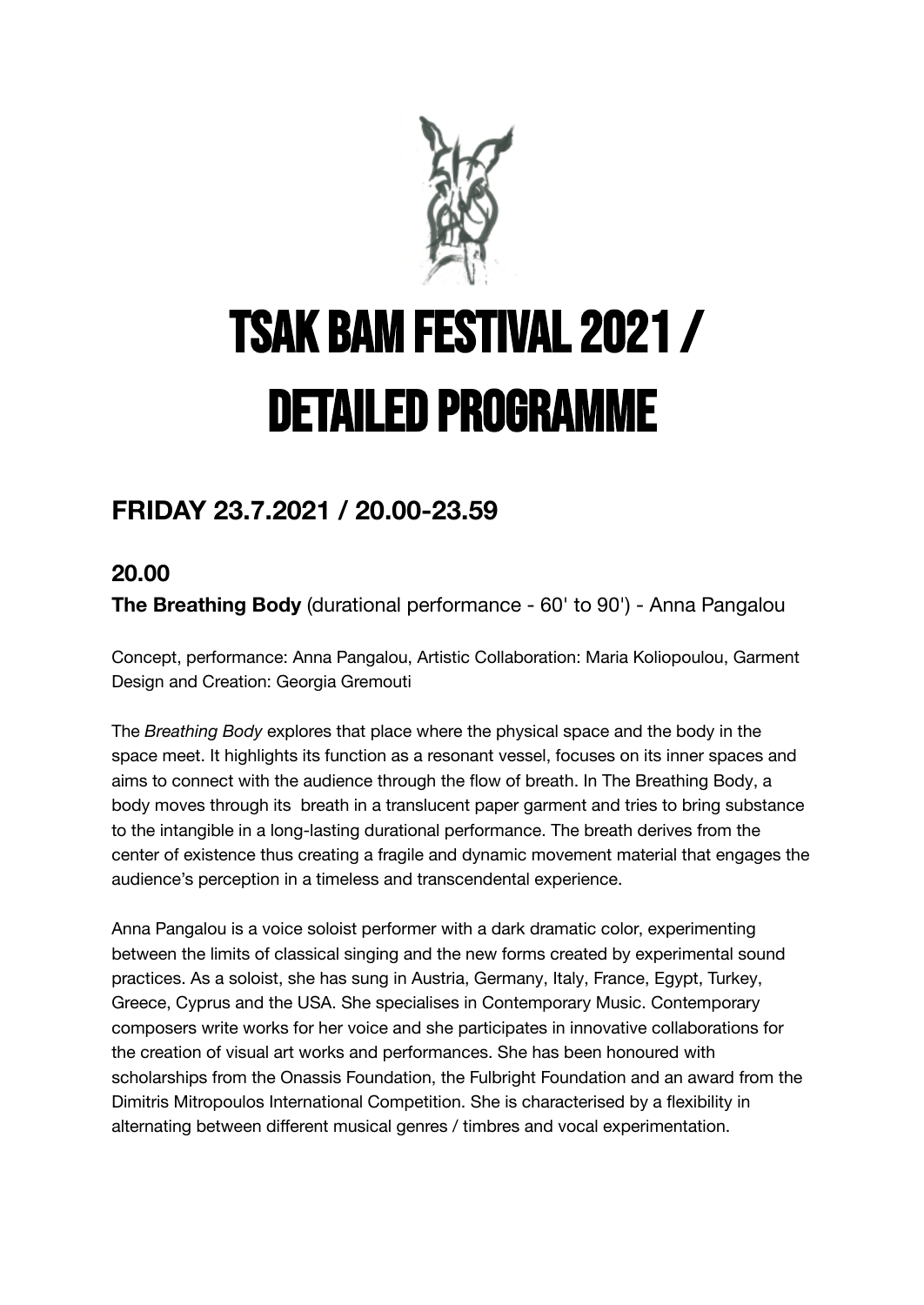# TSAK BAM FESTIVAL 2021 / DETAILED PROGRAMME

## FRIDAY 23.7.2021 / 20.00-23.59

### 20.00

**The Breathing Body** (durational performance - 60' to 90') - Anna Pangalou

Concept, performance: Anna Pangalou, Artistic Collaboration: Maria Koliopoulou, Garment Design and Creation: Georgia Gremouti

The *Breathing Body* explores that place where the physical space and the body in the space meet. It highlights its function as a resonant vessel, focuses on its inner spaces and aims to connect with the audience through the flow of breath. In The Breathing Body, a body moves through its breath in a translucent paper garment and tries to bring substance to the intangible in a long-lasting durational performance. The breath derives from the center of existence thus creating a fragile and dynamic movement material that engages the audience's perception in a timeless and transcendental experience.

Anna Pangalou is a voice soloist performer with a dark dramatic color, experimenting between the limits of classical singing and the new forms created by experimental sound practices. As a soloist, she has sung in Austria, Germany, Italy, France, Egypt, Turkey, Greece, Cyprus and the USA. She specialises in Contemporary Music. Contemporary composers write works for her voice and she participates in innovative collaborations for the creation of visual art works and performances. She has been honoured with scholarships from the Onassis Foundation, the Fulbright Foundation and an award from the Dimitris Mitropoulos International Competition. She is characterised by a flexibility in alternating between different musical genres / timbres and vocal experimentation.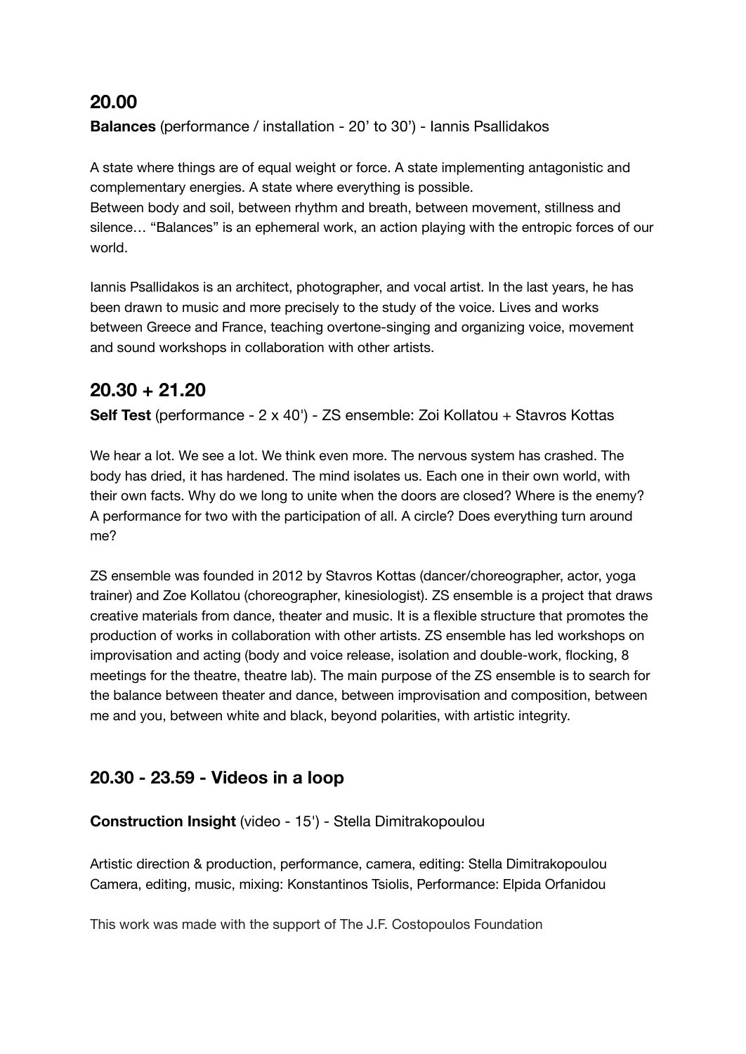## 20.00

**Balances** (performance / installation - 20' to 30') - Iannis Psallidakos

A state where things are of equal weight or force. A state implementing antagonistic and complementary energies. A state where everything is possible.
Between body and soil, between rhythm and breath, between movement, stillness and silence… "Balances" is an ephemeral work, an action playing with the entropic forces of our world.

Iannis Psallidakos is an architect, photographer, and vocal artist. In the last years, he has been drawn to music and more precisely to the study of the voice. Lives and works between Greece and France, teaching overtone-singing and organizing voice, movement and sound workshops in collaboration with other artists.

## 20.30 + 21.20

**Self Test** (performance - 2 x 40') - ZS ensemble: Zoi Kollatou + Stavros Kottas

We hear a lot. We see a lot. We think even more. The nervous system has crashed. The body has dried, it has hardened. The mind isolates us. Each one in their own world, with their own facts. Why do we long to unite when the doors are closed? Where is the enemy? A performance for two with the participation of all. A circle? Does everything turn around me?

ZS ensemble was founded in 2012 by Stavros Kottas (dancer/choreographer, actor, yoga trainer) and Zoe Kollatou (choreographer, kinesiologist). ZS ensemble is a project that draws creative materials from dance, theater and music. It is a flexible structure that promotes the production of works in collaboration with other artists. ZS ensemble has led workshops on improvisation and acting (body and voice release, isolation and double-work, flocking, 8 meetings for the theatre, theatre lab). The main purpose of the ZS ensemble is to search for the balance between theater and dance, between improvisation and composition, between me and you, between white and black, beyond polarities, with artistic integrity.

## 20.30 - 23.59 - Videos in a loop

**Construction Insight** (video - 15') - Stella Dimitrakopoulou

Artistic direction & production, performance, camera, editing: Stella Dimitrakopoulou
Camera, editing, music, mixing: Konstantinos Tsiolis, Performance: Elpida Orfanidou

This work was made with the support of The J.F. Costopoulos Foundation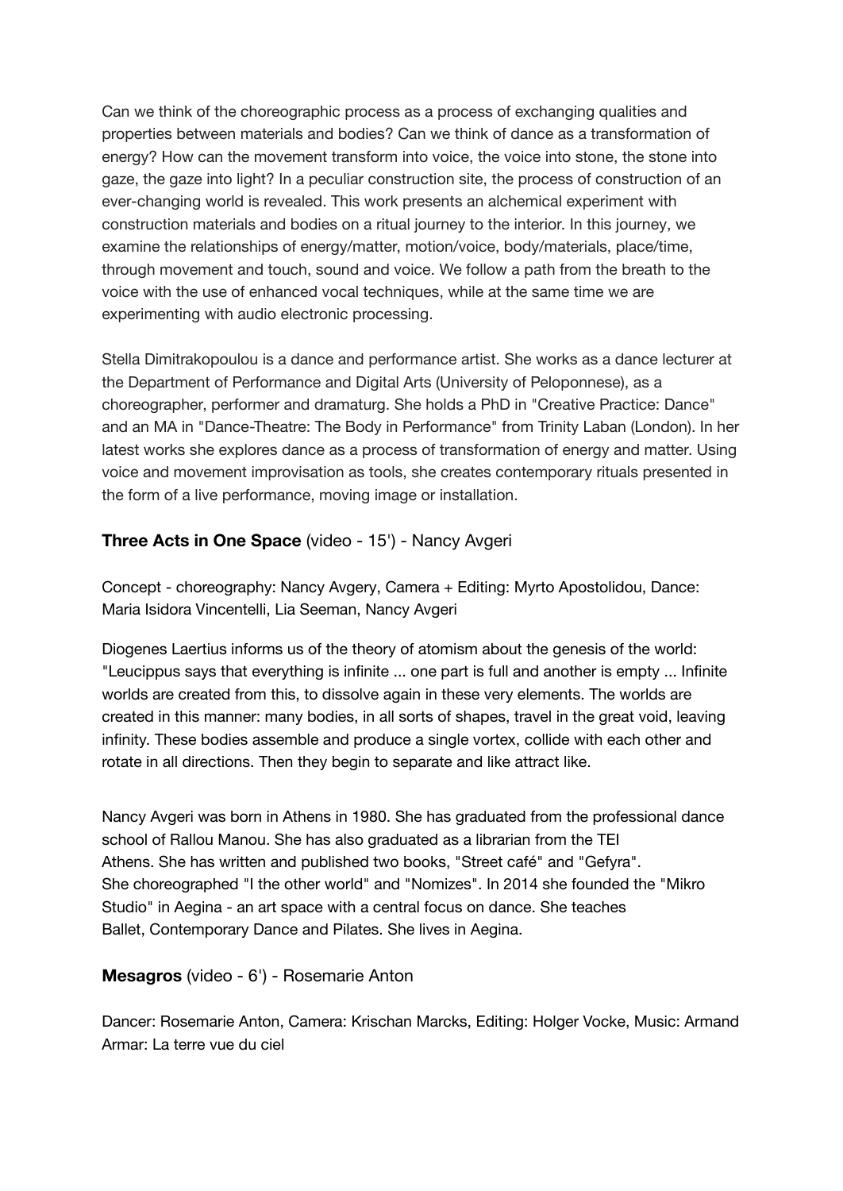Can we think of the choreographic process as a process of exchanging qualities and properties between materials and bodies? Can we think of dance as a transformation of energy? How can the movement transform into voice, the voice into stone, the stone into gaze, the gaze into light? In a peculiar construction site, the process of construction of an ever-changing world is revealed. This work presents an alchemical experiment with construction materials and bodies on a ritual journey to the interior. In this journey, we examine the relationships of energy/matter, motion/voice, body/materials, place/time, through movement and touch, sound and voice. We follow a path from the breath to the voice with the use of enhanced vocal techniques, while at the same time we are experimenting with audio electronic processing.

Stella Dimitrakopoulou is a dance and performance artist. She works as a dance lecturer at the Department of Performance and Digital Arts (University of Peloponnese), as a choreographer, performer and dramaturg. She holds a PhD in "Creative Practice: Dance" and an MA in "Dance-Theatre: The Body in Performance" from Trinity Laban (London). In her latest works she explores dance as a process of transformation of energy and matter. Using voice and movement improvisation as tools, she creates contemporary rituals presented in the form of a live performance, moving image or installation.

**Three Acts in One Space** (video - 15') - Nancy Avgeri

Concept - choreography: Nancy Avgery, Camera + Editing: Myrto Apostolidou, Dance: Maria Isidora Vincentelli, Lia Seeman, Nancy Avgeri

Diogenes Laertius informs us of the theory of atomism about the genesis of the world: "Leucippus says that everything is infinite ... one part is full and another is empty ... Infinite worlds are created from this, to dissolve again in these very elements. The worlds are created in this manner: many bodies, in all sorts of shapes, travel in the great void, leaving infinity. These bodies assemble and produce a single vortex, collide with each other and rotate in all directions. Then they begin to separate and like attract like.

Nancy Avgeri was born in Athens in 1980. She has graduated from the professional dance school of Rallou Manou. She has also graduated as a librarian from the TEI Athens. She has written and published two books, "Street café" and "Gefyra". She choreographed "I the other world" and "Nomizes". In 2014 she founded the "Mikro Studio" in Aegina - an art space with a central focus on dance. She teaches Ballet, Contemporary Dance and Pilates. She lives in Aegina.

**Mesagros** (video - 6') - Rosemarie Anton

Dancer: Rosemarie Anton, Camera: Krischan Marcks, Editing: Holger Vocke, Music: Armand Armar: La terre vue du ciel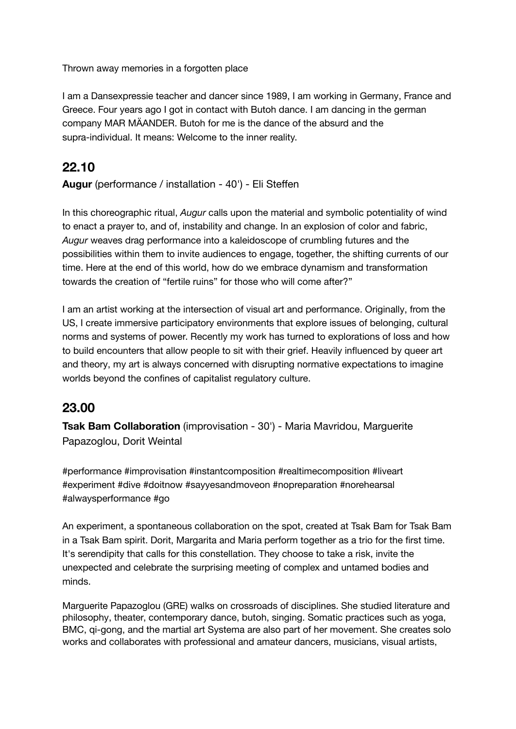Thrown away memories in a forgotten place

I am a Dansexpressie teacher and dancer since 1989, I am working in Germany, France and Greece. Four years ago I got in contact with Butoh dance. I am dancing in the german company MAR MÄANDER. Butoh for me is the dance of the absurd and the supra-individual. It means: Welcome to the inner reality.

## 22.10

**Augur** (performance / installation - 40') - Eli Steffen

In this choreographic ritual, *Augur* calls upon the material and symbolic potentiality of wind to enact a prayer to, and of, instability and change. In an explosion of color and fabric, *Augur* weaves drag performance into a kaleidoscope of crumbling futures and the possibilities within them to invite audiences to engage, together, the shifting currents of our time. Here at the end of this world, how do we embrace dynamism and transformation towards the creation of "fertile ruins" for those who will come after?"

I am an artist working at the intersection of visual art and performance. Originally, from the US, I create immersive participatory environments that explore issues of belonging, cultural norms and systems of power. Recently my work has turned to explorations of loss and how to build encounters that allow people to sit with their grief. Heavily influenced by queer art and theory, my art is always concerned with disrupting normative expectations to imagine worlds beyond the confines of capitalist regulatory culture.

## 23.00

**Tsak Bam Collaboration** (improvisation - 30') - Maria Mavridou, Marguerite Papazoglou, Dorit Weintal

#performance #improvisation #instantcomposition #realtimecomposition #liveart #experiment #dive #doitnow #sayyesandmoveon #nopreparation #norehearsal #alwaysperformance #go

An experiment, a spontaneous collaboration on the spot, created at Tsak Bam for Tsak Bam in a Tsak Bam spirit. Dorit, Margarita and Maria perform together as a trio for the first time. It's serendipity that calls for this constellation. They choose to take a risk, invite the unexpected and celebrate the surprising meeting of complex and untamed bodies and minds.

Marguerite Papazoglou (GRE) walks on crossroads of disciplines. She studied literature and philosophy, theater, contemporary dance, butoh, singing. Somatic practices such as yoga, BMC, qi-gong, and the martial art Systema are also part of her movement. She creates solo works and collaborates with professional and amateur dancers, musicians, visual artists,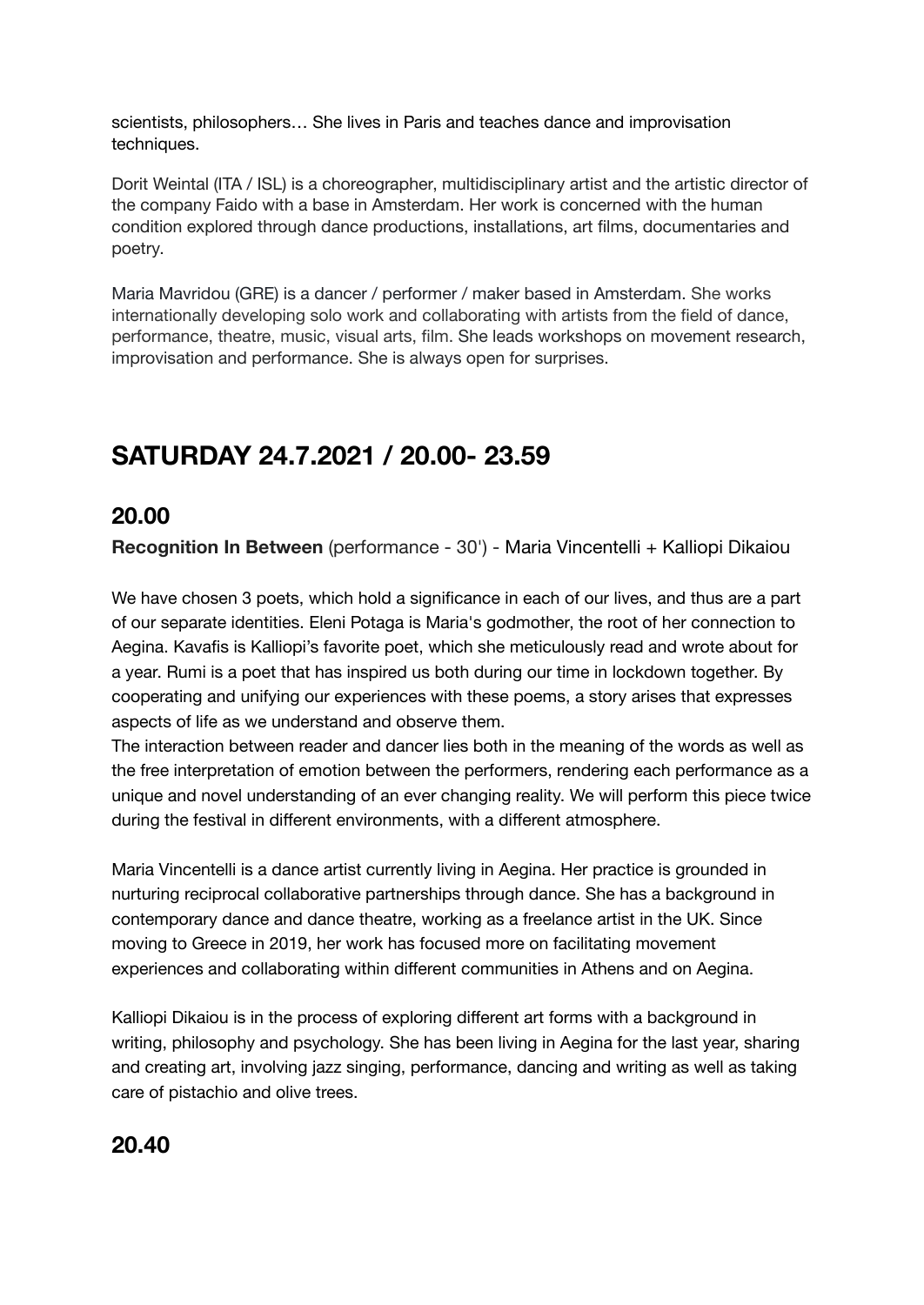scientists, philosophers… She lives in Paris and teaches dance and improvisation techniques.

Dorit Weintal (ITA / ISL) is a choreographer, multidisciplinary artist and the artistic director of the company Faido with a base in Amsterdam. Her work is concerned with the human condition explored through dance productions, installations, art films, documentaries and poetry.

Maria Mavridou (GRE) is a dancer / performer / maker based in Amsterdam. She works internationally developing solo work and collaborating with artists from the field of dance, performance, theatre, music, visual arts, film. She leads workshops on movement research, improvisation and performance. She is always open for surprises.

## SATURDAY 24.7.2021 / 20.00- 23.59

### 20.00

**Recognition In Between** (performance - 30') - Maria Vincentelli + Kalliopi Dikaiou

We have chosen 3 poets, which hold a significance in each of our lives, and thus are a part of our separate identities. Eleni Potaga is Maria's godmother, the root of her connection to Aegina. Kavafis is Kalliopi's favorite poet, which she meticulously read and wrote about for a year. Rumi is a poet that has inspired us both during our time in lockdown together. By cooperating and unifying our experiences with these poems, a story arises that expresses aspects of life as we understand and observe them.
The interaction between reader and dancer lies both in the meaning of the words as well as the free interpretation of emotion between the performers, rendering each performance as a unique and novel understanding of an ever changing reality. We will perform this piece twice during the festival in different environments, with a different atmosphere.

Maria Vincentelli is a dance artist currently living in Aegina. Her practice is grounded in nurturing reciprocal collaborative partnerships through dance. She has a background in contemporary dance and dance theatre, working as a freelance artist in the UK. Since moving to Greece in 2019, her work has focused more on facilitating movement experiences and collaborating within different communities in Athens and on Aegina.

Kalliopi Dikaiou is in the process of exploring different art forms with a background in writing, philosophy and psychology. She has been living in Aegina for the last year, sharing and creating art, involving jazz singing, performance, dancing and writing as well as taking care of pistachio and olive trees.

### 20.40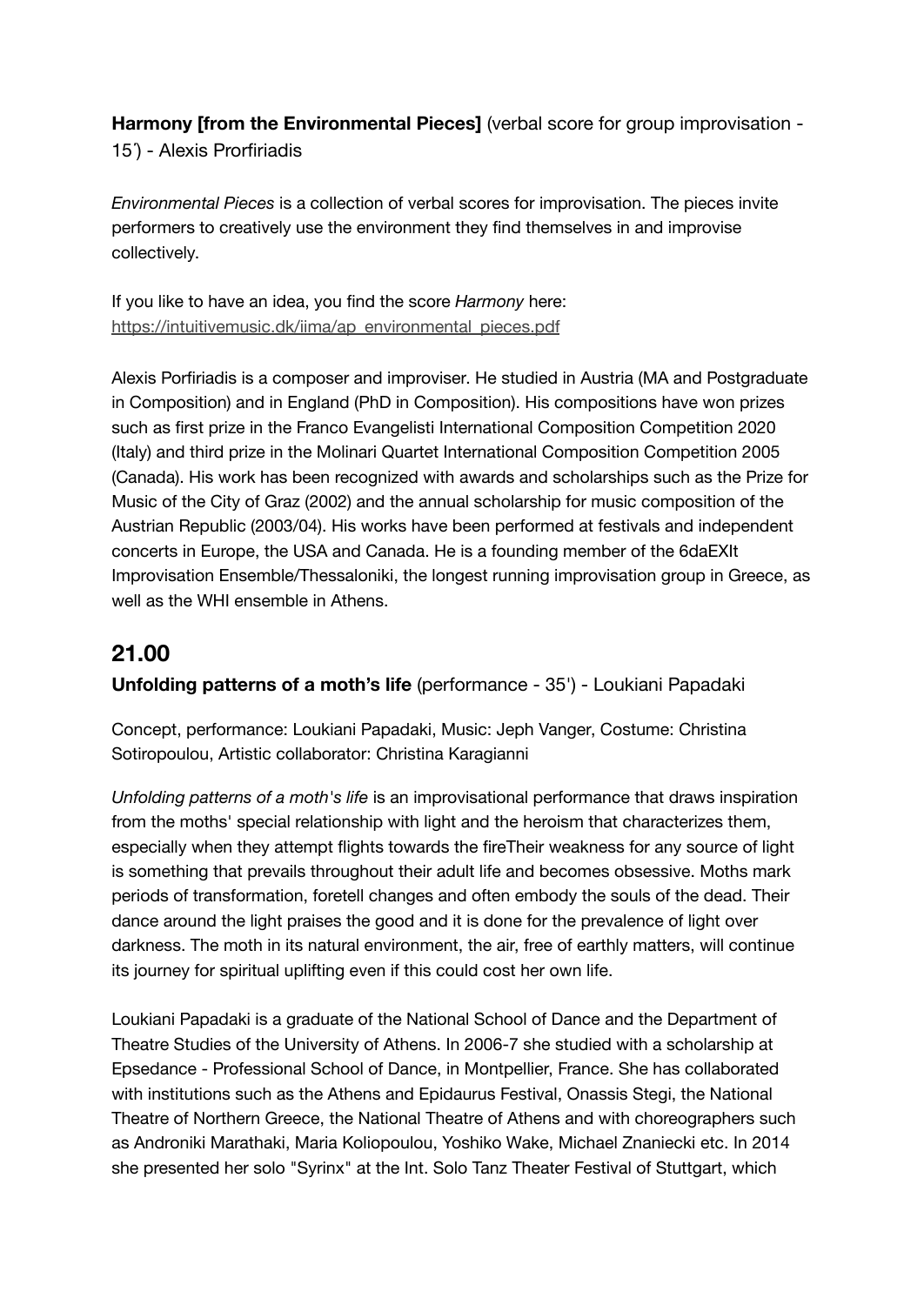**Harmony [from the Environmental Pieces]** (verbal score for group improvisation - 15΄) - Alexis Prorfiriadis

*Environmental Pieces* is a collection of verbal scores for improvisation. The pieces invite performers to creatively use the environment they find themselves in and improvise collectively.

If you like to have an idea, you find the score *Harmony* here: https://intuitivemusic.dk/iima/ap_environmental_pieces.pdf

Alexis Porfiriadis is a composer and improviser. He studied in Austria (MA and Postgraduate in Composition) and in England (PhD in Composition). His compositions have won prizes such as first prize in the Franco Evangelisti International Composition Competition 2020 (Italy) and third prize in the Molinari Quartet International Composition Competition 2005 (Canada). His work has been recognized with awards and scholarships such as the Prize for Music of the City of Graz (2002) and the annual scholarship for music composition of the Austrian Republic (2003/04). His works have been performed at festivals and independent concerts in Europe, the USA and Canada. He is a founding member of the 6daEXIt Improvisation Ensemble/Thessaloniki, the longest running improvisation group in Greece, as well as the WHI ensemble in Athens.

## 21.00

**Unfolding patterns of a moth's life** (performance - 35') - Loukiani Papadaki

Concept, performance: Loukiani Papadaki, Music: Jeph Vanger, Costume: Christina Sotiropoulou, Artistic collaborator: Christina Karagianni

*Unfolding patterns of a moth's life* is an improvisational performance that draws inspiration from the moths' special relationship with light and the heroism that characterizes them, especially when they attempt flights towards the fireTheir weakness for any source of light is something that prevails throughout their adult life and becomes obsessive. Moths mark periods of transformation, foretell changes and often embody the souls of the dead. Their dance around the light praises the good and it is done for the prevalence of light over darkness. The moth in its natural environment, the air, free of earthly matters, will continue its journey for spiritual uplifting even if this could cost her own life.

Loukiani Papadaki is a graduate of the National School of Dance and the Department of Theatre Studies of the University of Athens. In 2006-7 she studied with a scholarship at Epsedance - Professional School of Dance, in Montpellier, France. She has collaborated with institutions such as the Athens and Epidaurus Festival, Onassis Stegi, the National Theatre of Northern Greece, the National Theatre of Athens and with choreographers such as Androniki Marathaki, Maria Koliopoulou, Yoshiko Wake, Michael Znaniecki etc. In 2014 she presented her solo "Syrinx" at the Int. Solo Tanz Theater Festival of Stuttgart, which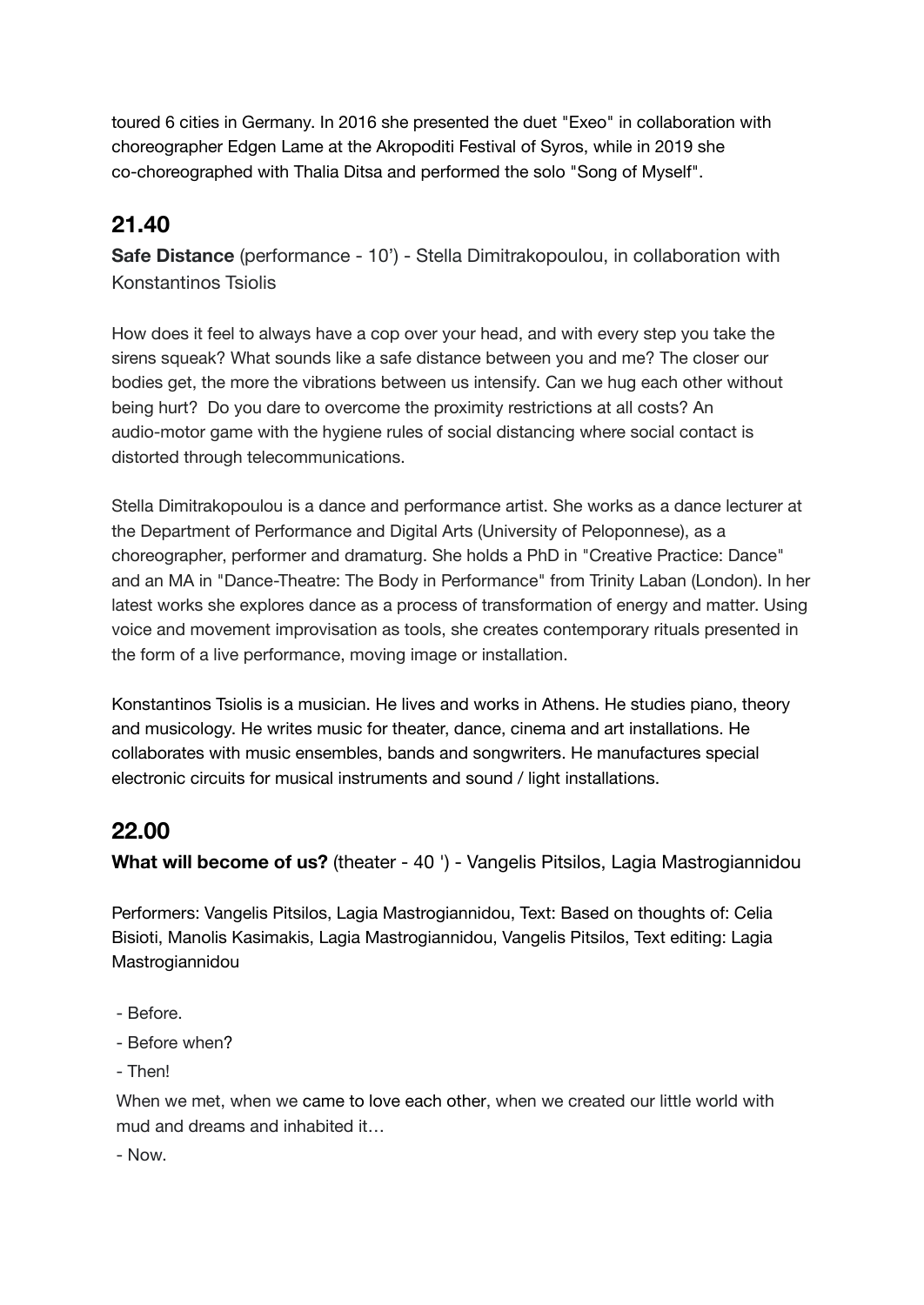toured 6 cities in Germany. In 2016 she presented the duet "Exeo" in collaboration with choreographer Edgen Lame at the Akropoditi Festival of Syros, while in 2019 she co-choreographed with Thalia Ditsa and performed the solo "Song of Myself".

## 21.40

**Safe Distance** (performance - 10') - Stella Dimitrakopoulou, in collaboration with Konstantinos Tsiolis

How does it feel to always have a cop over your head, and with every step you take the sirens squeak? What sounds like a safe distance between you and me? The closer our bodies get, the more the vibrations between us intensify. Can we hug each other without being hurt? Do you dare to overcome the proximity restrictions at all costs? An audio-motor game with the hygiene rules of social distancing where social contact is distorted through telecommunications.

Stella Dimitrakopoulou is a dance and performance artist. She works as a dance lecturer at the Department of Performance and Digital Arts (University of Peloponnese), as a choreographer, performer and dramaturg. She holds a PhD in "Creative Practice: Dance" and an MA in "Dance-Theatre: The Body in Performance" from Trinity Laban (London). In her latest works she explores dance as a process of transformation of energy and matter. Using voice and movement improvisation as tools, she creates contemporary rituals presented in the form of a live performance, moving image or installation.

Konstantinos Tsiolis is a musician. He lives and works in Athens. He studies piano, theory and musicology. He writes music for theater, dance, cinema and art installations. He collaborates with music ensembles, bands and songwriters. He manufactures special electronic circuits for musical instruments and sound / light installations.

## 22.00

**What will become of us?** (theater - 40 ') - Vangelis Pitsilos, Lagia Mastrogiannidou

Performers: Vangelis Pitsilos, Lagia Mastrogiannidou, Text: Based on thoughts of: Celia Bisioti, Manolis Kasimakis, Lagia Mastrogiannidou, Vangelis Pitsilos, Text editing: Lagia Mastrogiannidou

- Before.
- Before when?
- Then!

When we met, when we came to love each other, when we created our little world with mud and dreams and inhabited it…

- Now.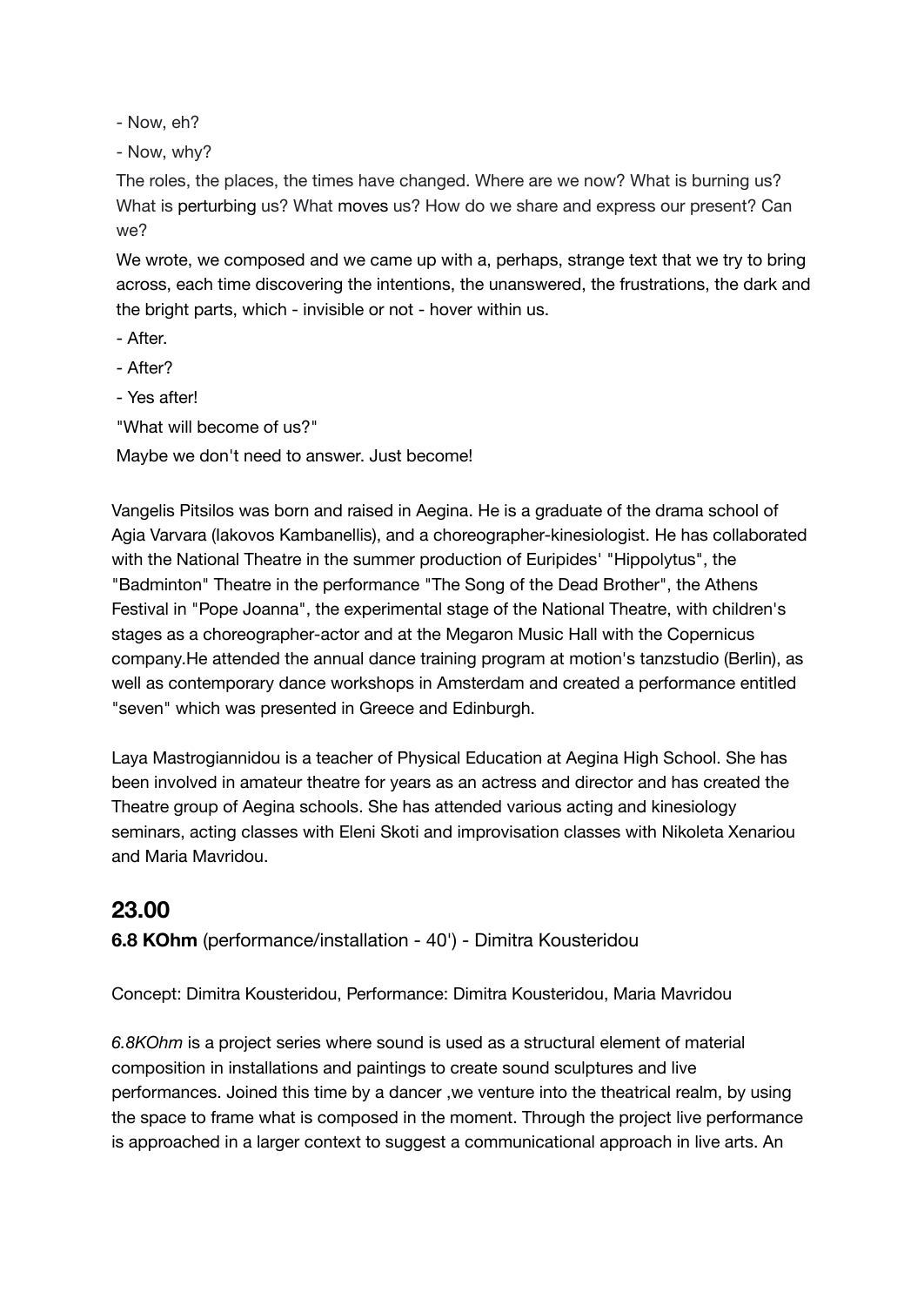- Now, eh?

- Now, why?

The roles, the places, the times have changed. Where are we now? What is burning us? What is perturbing us? What moves us? How do we share and express our present? Can we?

We wrote, we composed and we came up with a, perhaps, strange text that we try to bring across, each time discovering the intentions, the unanswered, the frustrations, the dark and the bright parts, which - invisible or not - hover within us.

- After.

- After?

- Yes after!

"What will become of us?"

Maybe we don't need to answer. Just become!

Vangelis Pitsilos was born and raised in Aegina. He is a graduate of the drama school of Agia Varvara (Iakovos Kambanellis), and a choreographer-kinesiologist. He has collaborated with the National Theatre in the summer production of Euripides' "Hippolytus", the "Badminton" Theatre in the performance "The Song of the Dead Brother", the Athens Festival in "Pope Joanna", the experimental stage of the National Theatre, with children's stages as a choreographer-actor and at the Megaron Music Hall with the Copernicus company.He attended the annual dance training program at motion's tanzstudio (Berlin), as well as contemporary dance workshops in Amsterdam and created a performance entitled "seven" which was presented in Greece and Edinburgh.

Laya Mastrogiannidou is a teacher of Physical Education at Aegina High School. She has been involved in amateur theatre for years as an actress and director and has created the Theatre group of Aegina schools. She has attended various acting and kinesiology seminars, acting classes with Eleni Skoti and improvisation classes with Nikoleta Xenariou and Maria Mavridou.

## 23.00

**6.8 KOhm** (performance/installation - 40') - Dimitra Kousteridou

Concept: Dimitra Kousteridou, Performance: Dimitra Kousteridou, Maria Mavridou

*6.8KOhm* is a project series where sound is used as a structural element of material composition in installations and paintings to create sound sculptures and live performances. Joined this time by a dancer ,we venture into the theatrical realm, by using the space to frame what is composed in the moment. Through the project live performance is approached in a larger context to suggest a communicational approach in live arts. An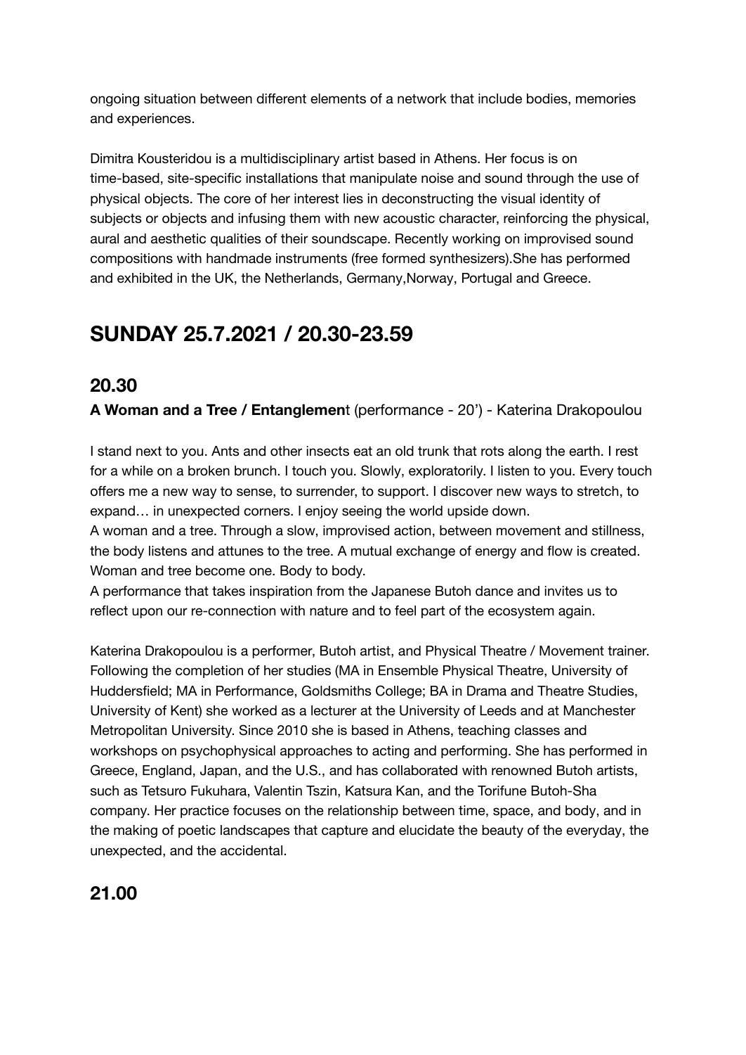ongoing situation between different elements of a network that include bodies, memories and experiences.

Dimitra Kousteridou is a multidisciplinary artist based in Athens. Her focus is on time-based, site-specific installations that manipulate noise and sound through the use of physical objects. The core of her interest lies in deconstructing the visual identity of subjects or objects and infusing them with new acoustic character, reinforcing the physical, aural and aesthetic qualities of their soundscape. Recently working on improvised sound compositions with handmade instruments (free formed synthesizers).She has performed and exhibited in the UK, the Netherlands, Germany,Norway, Portugal and Greece.

# SUNDAY 25.7.2021 / 20.30-23.59

## 20.30

**A Woman and a Tree / Entanglemen**t (performance - 20') - Katerina Drakopoulou

I stand next to you. Ants and other insects eat an old trunk that rots along the earth. I rest for a while on a broken brunch. I touch you. Slowly, exploratorily. I listen to you. Every touch offers me a new way to sense, to surrender, to support. I discover new ways to stretch, to expand… in unexpected corners. I enjoy seeing the world upside down.
A woman and a tree. Through a slow, improvised action, between movement and stillness, the body listens and attunes to the tree. A mutual exchange of energy and flow is created. Woman and tree become one. Body to body.
A performance that takes inspiration from the Japanese Butoh dance and invites us to reflect upon our re-connection with nature and to feel part of the ecosystem again.

Katerina Drakopoulou is a performer, Butoh artist, and Physical Theatre / Movement trainer. Following the completion of her studies (MA in Ensemble Physical Theatre, University of Huddersfield; MA in Performance, Goldsmiths College; BA in Drama and Theatre Studies, University of Kent) she worked as a lecturer at the University of Leeds and at Manchester Metropolitan University. Since 2010 she is based in Athens, teaching classes and workshops on psychophysical approaches to acting and performing. She has performed in Greece, England, Japan, and the U.S., and has collaborated with renowned Butoh artists, such as Tetsuro Fukuhara, Valentin Tszin, Katsura Kan, and the Torifune Butoh-Sha company. Her practice focuses on the relationship between time, space, and body, and in the making of poetic landscapes that capture and elucidate the beauty of the everyday, the unexpected, and the accidental.

## 21.00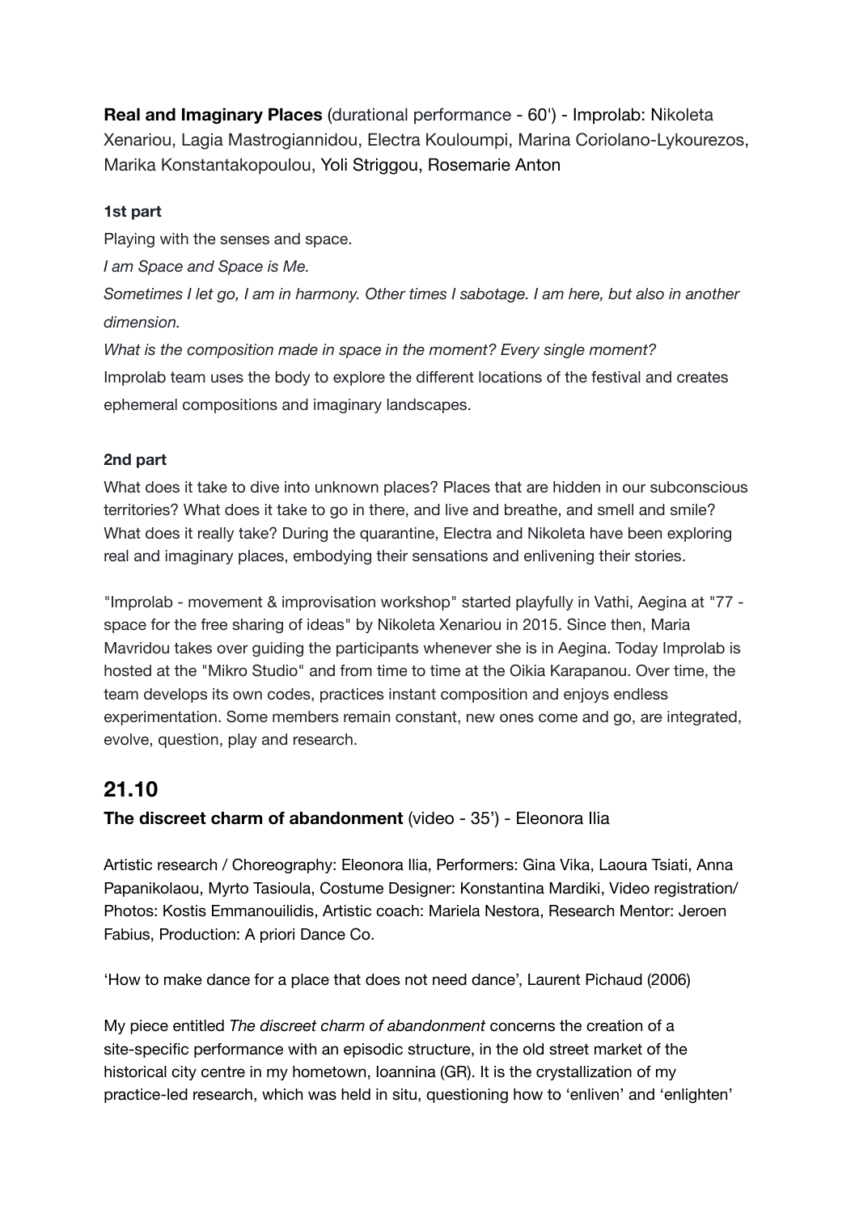**Real and Imaginary Places** (durational performance - 60') - Improlab: Nikoleta Xenariou, Lagia Mastrogiannidou, Electra Kouloumpi, Marina Coriolano-Lykourezos, Marika Konstantakopoulou, Yoli Striggou, Rosemarie Anton

**1st part**

Playing with the senses and space.

*I am Space and Space is Me.*

*Sometimes I let go, I am in harmony. Other times I sabotage. I am here, but also in another dimension.*

*What is the composition made in space in the moment? Every single moment?*

Improlab team uses the body to explore the different locations of the festival and creates ephemeral compositions and imaginary landscapes.

**2nd part**

What does it take to dive into unknown places? Places that are hidden in our subconscious territories? What does it take to go in there, and live and breathe, and smell and smile? What does it really take? During the quarantine, Electra and Nikoleta have been exploring real and imaginary places, embodying their sensations and enlivening their stories.

"Improlab - movement & improvisation workshop" started playfully in Vathi, Aegina at "77 - space for the free sharing of ideas" by Nikoleta Xenariou in 2015. Since then, Maria Mavridou takes over guiding the participants whenever she is in Aegina. Today Improlab is hosted at the "Mikro Studio" and from time to time at the Oikia Karapanou. Over time, the team develops its own codes, practices instant composition and enjoys endless experimentation. Some members remain constant, new ones come and go, are integrated, evolve, question, play and research.

## 21.10

**The discreet charm of abandonment** (video - 35') - Eleonora Ilia

Artistic research / Choreography: Eleonora Ilia, Performers: Gina Vika, Laoura Tsiati, Anna Papanikolaou, Myrto Tasioula, Costume Designer: Konstantina Mardiki, Video registration/ Photos: Kostis Emmanouilidis, Artistic coach: Mariela Nestora, Research Mentor: Jeroen Fabius, Production: A priori Dance Co.

'How to make dance for a place that does not need dance', Laurent Pichaud (2006)

My piece entitled *The discreet charm of abandonment* concerns the creation of a site-specific performance with an episodic structure, in the old street market of the historical city centre in my hometown, Ioannina (GR). It is the crystallization of my practice-led research, which was held in situ, questioning how to 'enliven' and 'enlighten'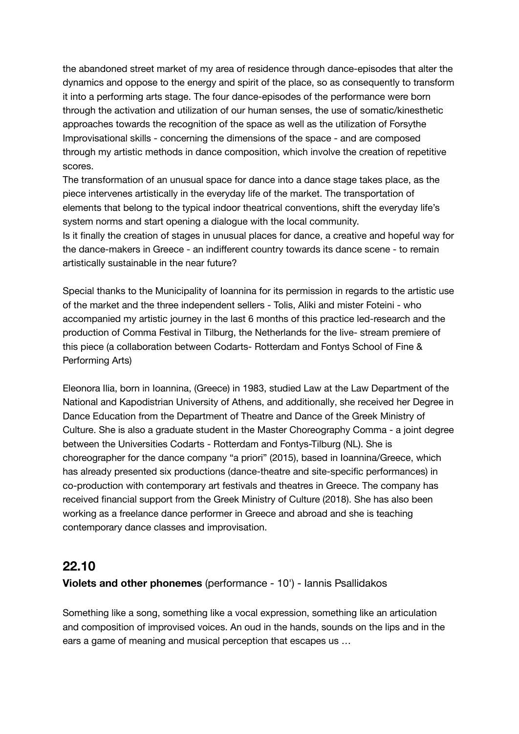the abandoned street market of my area of residence through dance-episodes that alter the dynamics and oppose to the energy and spirit of the place, so as consequently to transform it into a performing arts stage. The four dance-episodes of the performance were born through the activation and utilization of our human senses, the use of somatic/kinesthetic approaches towards the recognition of the space as well as the utilization of Forsythe Improvisational skills - concerning the dimensions of the space - and are composed through my artistic methods in dance composition, which involve the creation of repetitive scores.

The transformation of an unusual space for dance into a dance stage takes place, as the piece intervenes artistically in the everyday life of the market. The transportation of elements that belong to the typical indoor theatrical conventions, shift the everyday life's system norms and start opening a dialogue with the local community.

Is it finally the creation of stages in unusual places for dance, a creative and hopeful way for the dance-makers in Greece - an indifferent country towards its dance scene - to remain artistically sustainable in the near future?

Special thanks to the Municipality of Ioannina for its permission in regards to the artistic use of the market and the three independent sellers - Tolis, Aliki and mister Foteini - who accompanied my artistic journey in the last 6 months of this practice led-research and the production of Comma Festival in Tilburg, the Netherlands for the live- stream premiere of this piece (a collaboration between Codarts- Rotterdam and Fontys School of Fine & Performing Arts)

Eleonora Ilia, born in Ioannina, (Greece) in 1983, studied Law at the Law Department of the National and Kapodistrian University of Athens, and additionally, she received her Degree in Dance Education from the Department of Theatre and Dance of the Greek Ministry of Culture. She is also a graduate student in the Master Choreography Comma - a joint degree between the Universities Codarts - Rotterdam and Fontys-Tilburg (NL). She is choreographer for the dance company "a priori" (2015), based in Ioannina/Greece, which has already presented six productions (dance-theatre and site-specific performances) in co-production with contemporary art festivals and theatres in Greece. The company has received financial support from the Greek Ministry of Culture (2018). She has also been working as a freelance dance performer in Greece and abroad and she is teaching contemporary dance classes and improvisation.

## 22.10

**Violets and other phonemes** (performance - 10') - Iannis Psallidakos

Something like a song, something like a vocal expression, something like an articulation and composition of improvised voices. An oud in the hands, sounds on the lips and in the ears a game of meaning and musical perception that escapes us …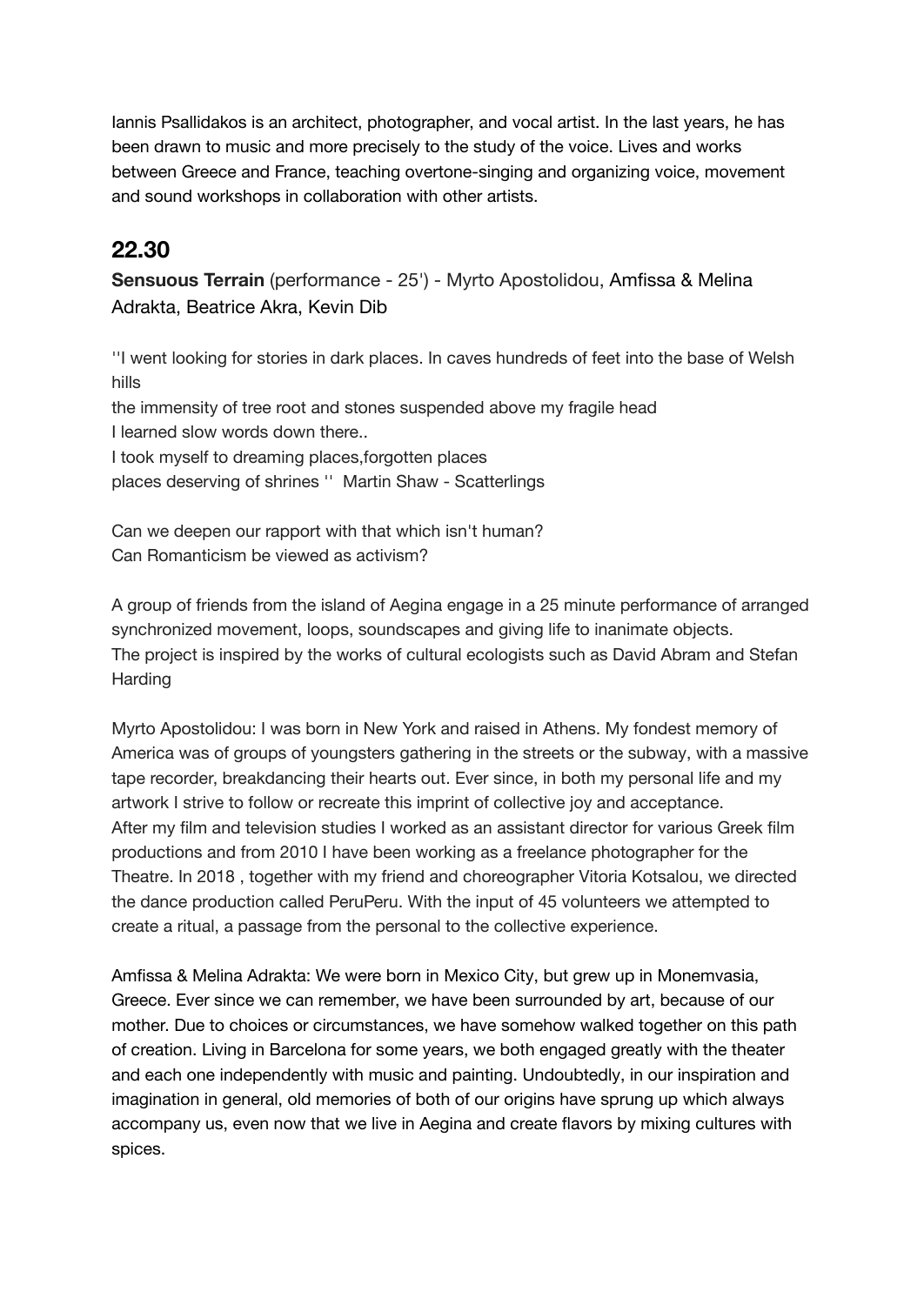Iannis Psallidakos is an architect, photographer, and vocal artist. In the last years, he has been drawn to music and more precisely to the study of the voice. Lives and works between Greece and France, teaching overtone-singing and organizing voice, movement and sound workshops in collaboration with other artists.

## 22.30

**Sensuous Terrain** (performance - 25') - Myrto Apostolidou, Amfissa & Melina Adrakta, Beatrice Akra, Kevin Dib

''I went looking for stories in dark places. In caves hundreds of feet into the base of Welsh hills
the immensity of tree root and stones suspended above my fragile head
I learned slow words down there..
I took myself to dreaming places,forgotten places
places deserving of shrines '' Martin Shaw - Scatterlings

Can we deepen our rapport with that which isn't human?
Can Romanticism be viewed as activism?

A group of friends from the island of Aegina engage in a 25 minute performance of arranged synchronized movement, loops, soundscapes and giving life to inanimate objects.
The project is inspired by the works of cultural ecologists such as David Abram and Stefan Harding

Myrto Apostolidou: I was born in New York and raised in Athens. My fondest memory of America was of groups of youngsters gathering in the streets or the subway, with a massive tape recorder, breakdancing their hearts out. Ever since, in both my personal life and my artwork I strive to follow or recreate this imprint of collective joy and acceptance.
After my film and television studies I worked as an assistant director for various Greek film productions and from 2010 I have been working as a freelance photographer for the Theatre. In 2018 , together with my friend and choreographer Vitoria Kotsalou, we directed the dance production called PeruPeru. With the input of 45 volunteers we attempted to create a ritual, a passage from the personal to the collective experience.

Amfissa & Melina Adrakta: We were born in Mexico City, but grew up in Monemvasia, Greece. Ever since we can remember, we have been surrounded by art, because of our mother. Due to choices or circumstances, we have somehow walked together on this path of creation. Living in Barcelona for some years, we both engaged greatly with the theater and each one independently with music and painting. Undoubtedly, in our inspiration and imagination in general, old memories of both of our origins have sprung up which always accompany us, even now that we live in Aegina and create flavors by mixing cultures with spices.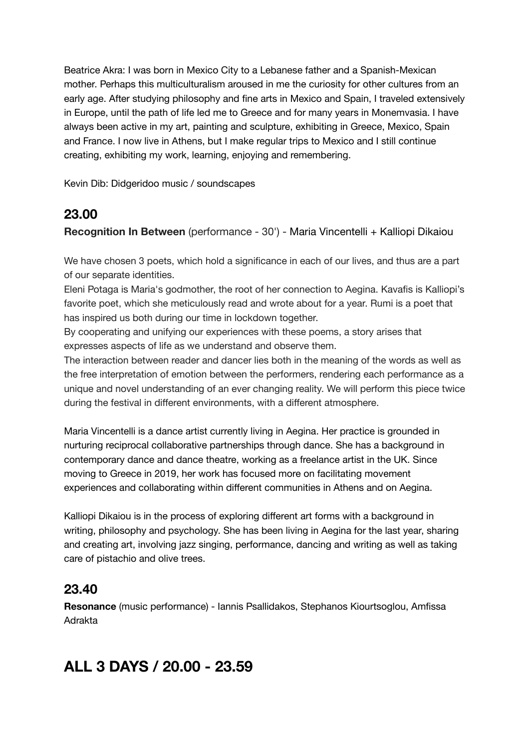Beatrice Akra: I was born in Mexico City to a Lebanese father and a Spanish-Mexican mother. Perhaps this multiculturalism aroused in me the curiosity for other cultures from an early age. After studying philosophy and fine arts in Mexico and Spain, I traveled extensively in Europe, until the path of life led me to Greece and for many years in Monemvasia. I have always been active in my art, painting and sculpture, exhibiting in Greece, Mexico, Spain and France. I now live in Athens, but I make regular trips to Mexico and I still continue creating, exhibiting my work, learning, enjoying and remembering.

Kevin Dib: Didgeridoo music / soundscapes

## 23.00

**Recognition In Between** (performance - 30') - Maria Vincentelli + Kalliopi Dikaiou

We have chosen 3 poets, which hold a significance in each of our lives, and thus are a part of our separate identities.
Eleni Potaga is Maria's godmother, the root of her connection to Aegina. Kavafis is Kalliopi's favorite poet, which she meticulously read and wrote about for a year. Rumi is a poet that has inspired us both during our time in lockdown together.
By cooperating and unifying our experiences with these poems, a story arises that expresses aspects of life as we understand and observe them.
The interaction between reader and dancer lies both in the meaning of the words as well as the free interpretation of emotion between the performers, rendering each performance as a unique and novel understanding of an ever changing reality. We will perform this piece twice during the festival in different environments, with a different atmosphere.

Maria Vincentelli is a dance artist currently living in Aegina. Her practice is grounded in nurturing reciprocal collaborative partnerships through dance. She has a background in contemporary dance and dance theatre, working as a freelance artist in the UK. Since moving to Greece in 2019, her work has focused more on facilitating movement experiences and collaborating within different communities in Athens and on Aegina.

Kalliopi Dikaiou is in the process of exploring different art forms with a background in writing, philosophy and psychology. She has been living in Aegina for the last year, sharing and creating art, involving jazz singing, performance, dancing and writing as well as taking care of pistachio and olive trees.

## 23.40

**Resonance** (music performance) - Iannis Psallidakos, Stephanos Kiourtsoglou, Amfissa Adrakta

# ALL 3 DAYS / 20.00 - 23.59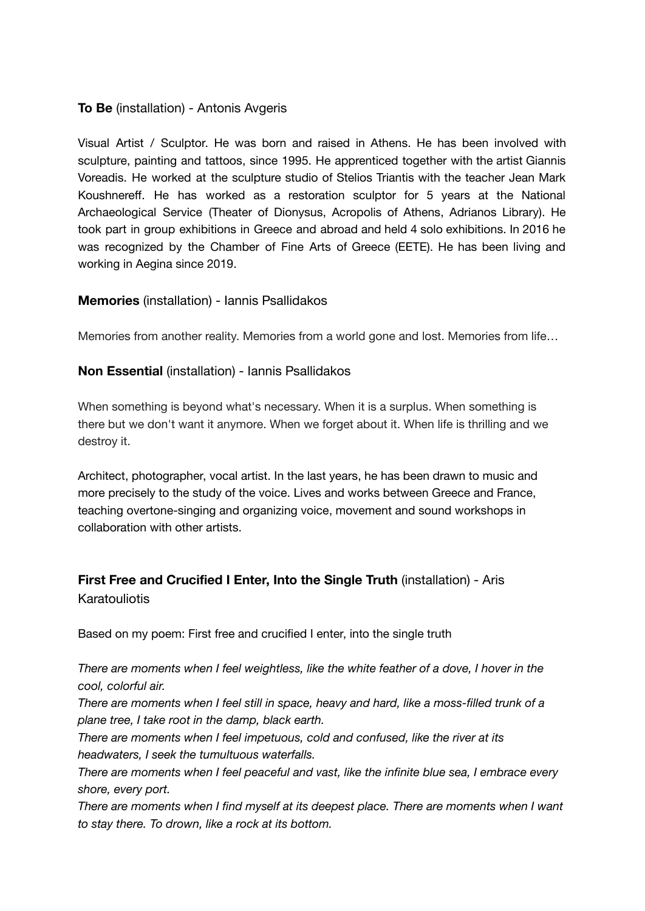**To Be** (installation) - Antonis Avgeris

Visual Artist / Sculptor. He was born and raised in Athens. He has been involved with sculpture, painting and tattoos, since 1995. He apprenticed together with the artist Giannis Voreadis. He worked at the sculpture studio of Stelios Triantis with the teacher Jean Mark Koushnereff. He has worked as a restoration sculptor for 5 years at the National Archaeological Service (Theater of Dionysus, Acropolis of Athens, Adrianos Library). He took part in group exhibitions in Greece and abroad and held 4 solo exhibitions. In 2016 he was recognized by the Chamber of Fine Arts of Greece (EETE). He has been living and working in Aegina since 2019.

**Memories** (installation) - Iannis Psallidakos

Memories from another reality. Memories from a world gone and lost. Memories from life…

**Non Essential** (installation) - Iannis Psallidakos

When something is beyond what's necessary. When it is a surplus. When something is there but we don't want it anymore. When we forget about it. When life is thrilling and we destroy it.

Architect, photographer, vocal artist. In the last years, he has been drawn to music and more precisely to the study of the voice. Lives and works between Greece and France, teaching overtone-singing and organizing voice, movement and sound workshops in collaboration with other artists.

**First Free and Crucified I Enter, Into the Single Truth** (installation) - Aris Karatouliotis

Based on my poem: First free and crucified I enter, into the single truth

*There are moments when I feel weightless, like the white feather of a dove, I hover in the cool, colorful air.*
*There are moments when I feel still in space, heavy and hard, like a moss-filled trunk of a plane tree, I take root in the damp, black earth.*
*There are moments when I feel impetuous, cold and confused, like the river at its headwaters, I seek the tumultuous waterfalls.*
*There are moments when I feel peaceful and vast, like the infinite blue sea, I embrace every shore, every port.*
*There are moments when I find myself at its deepest place. There are moments when I want to stay there. To drown, like a rock at its bottom.*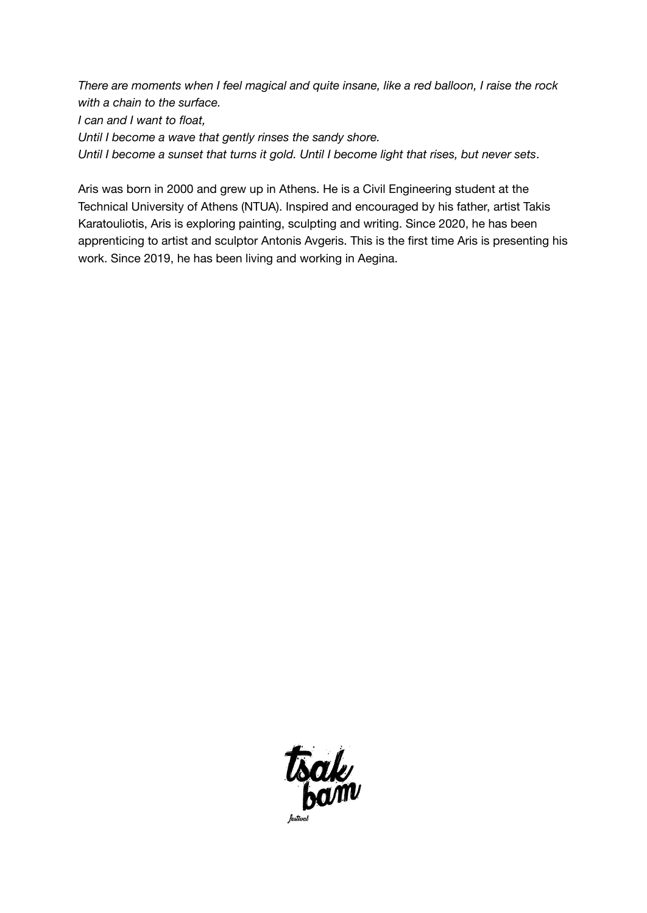*There are moments when I feel magical and quite insane, like a red balloon, I raise the rock with a chain to the surface.*
*I can and I want to float,*
*Until I become a wave that gently rinses the sandy shore.*
*Until I become a sunset that turns it gold. Until I become light that rises, but never sets*.

Aris was born in 2000 and grew up in Athens. He is a Civil Engineering student at the Technical University of Athens (NTUA). Inspired and encouraged by his father, artist Takis Karatouliotis, Aris is exploring painting, sculpting and writing. Since 2020, he has been apprenticing to artist and sculptor Antonis Avgeris. This is the first time Aris is presenting his work. Since 2019, he has been living and working in Aegina.